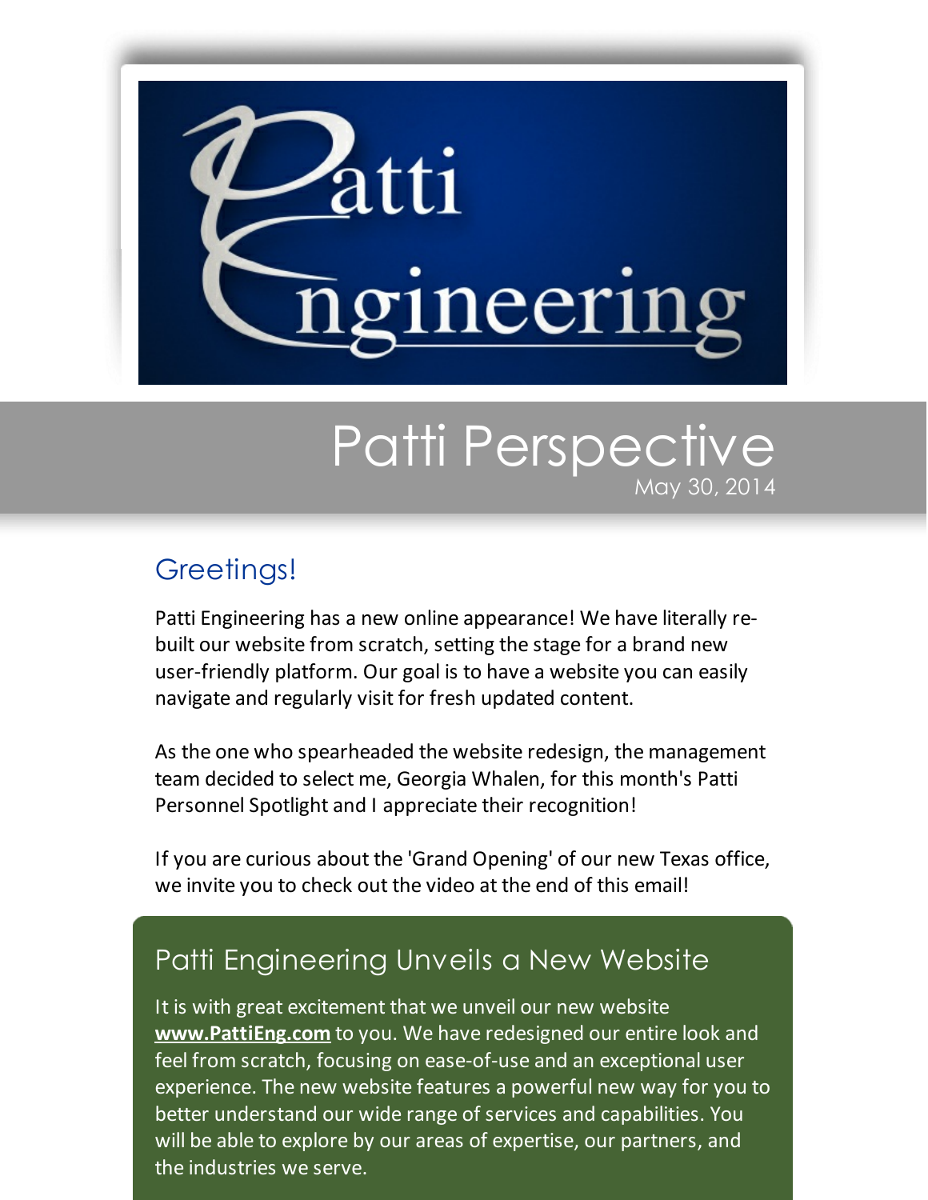# Patti Engineering

# Patti Perspective

May 30, 2014

## Greetings!

Patti Engineering has a new online appearance! We have literally re-built our website from scratch, setting the stage for a brand new user-friendly platform. Our goal is to have a website you can easily navigate and regularly visit for fresh updated content.

As the one who spearheaded the website redesign, the management team decided to select me, Georgia Whalen, for this month's Patti Personnel Spotlight and I appreciate their recognition!

If you are curious about the 'Grand Opening' of our new Texas office, we invite you to check out the video at the end of this email!

## Patti Engineering Unveils a New Website

It is with great excitement that we unveil our new website **www.PattiEng.com** to you. We have redesigned our entire look and feel from scratch, focusing on ease-of-use and an exceptional user experience. The new website features a powerful new way for you to better understand our wide range of services and capabilities. You will be able to explore by our areas of expertise, our partners, and the industries we serve.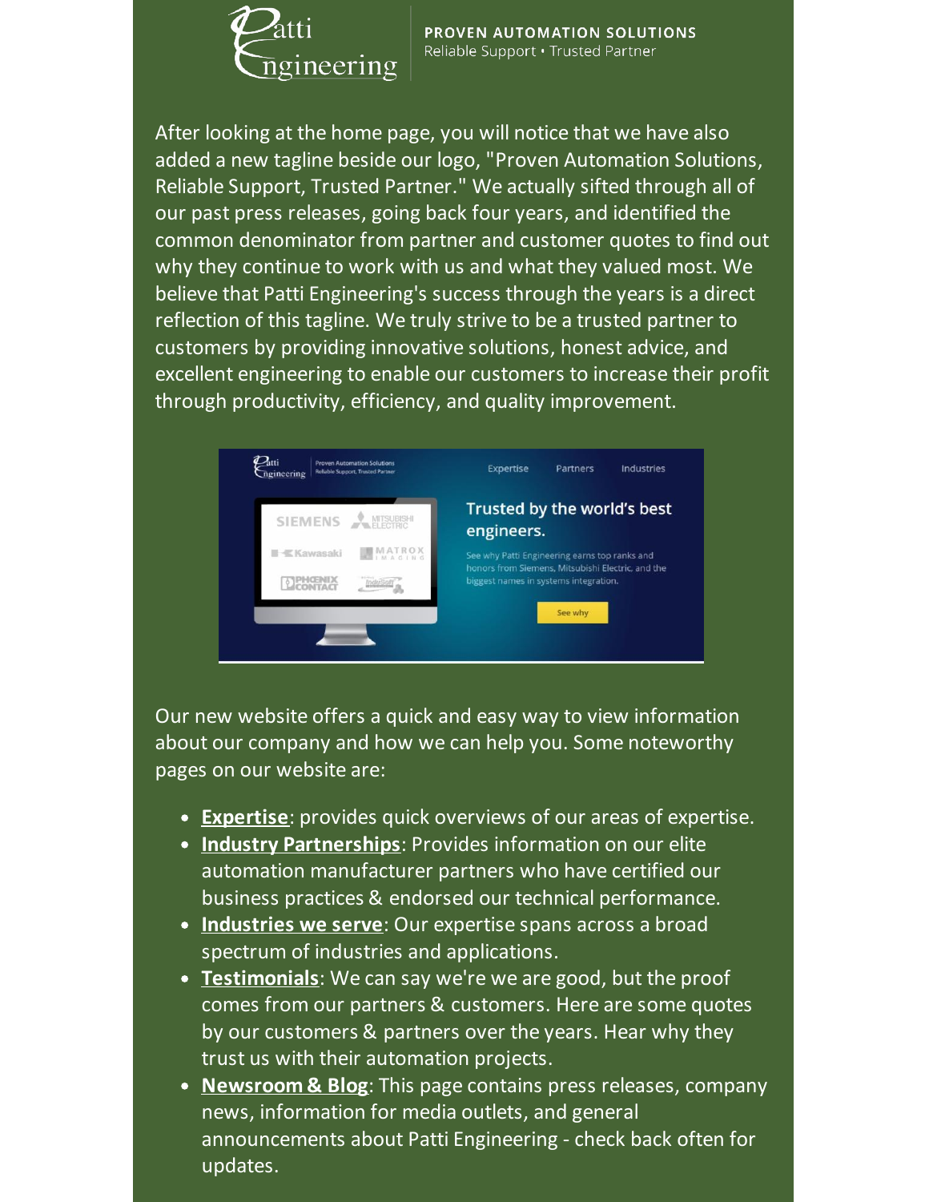After looking at the home page, you will notice that we have also added a new tagline beside our logo, "Proven Automation Solutions, Reliable Support, Trusted Partner." We actually sifted through all of our past press releases, going back four years, and identified the common denominator from partner and customer quotes to find out why they continue to work with us and what they valued most. We believe that Patti Engineering's success through the years is a direct reflection of this tagline. We truly strive to be a trusted partner to customers by providing innovative solutions, honest advice, and excellent engineering to enable our customers to increase their profit through productivity, efficiency, and quality improvement.

Our new website offers a quick and easy way to view information about our company and how we can help you. Some noteworthy pages on our website are:

- **Expertise**: provides quick overviews of our areas of expertise.
- **Industry Partnerships**: Provides information on our elite automation manufacturer partners who have certified our business practices & endorsed our technical performance.
- **Industries we serve**: Our expertise spans across a broad spectrum of industries and applications.
- **Testimonials**: We can say we're we are good, but the proof comes from our partners & customers. Here are some quotes by our customers & partners over the years. Hear why they trust us with their automation projects.
- **Newsroom & Blog**: This page contains press releases, company news, information for media outlets, and general announcements about Patti Engineering - check back often for updates.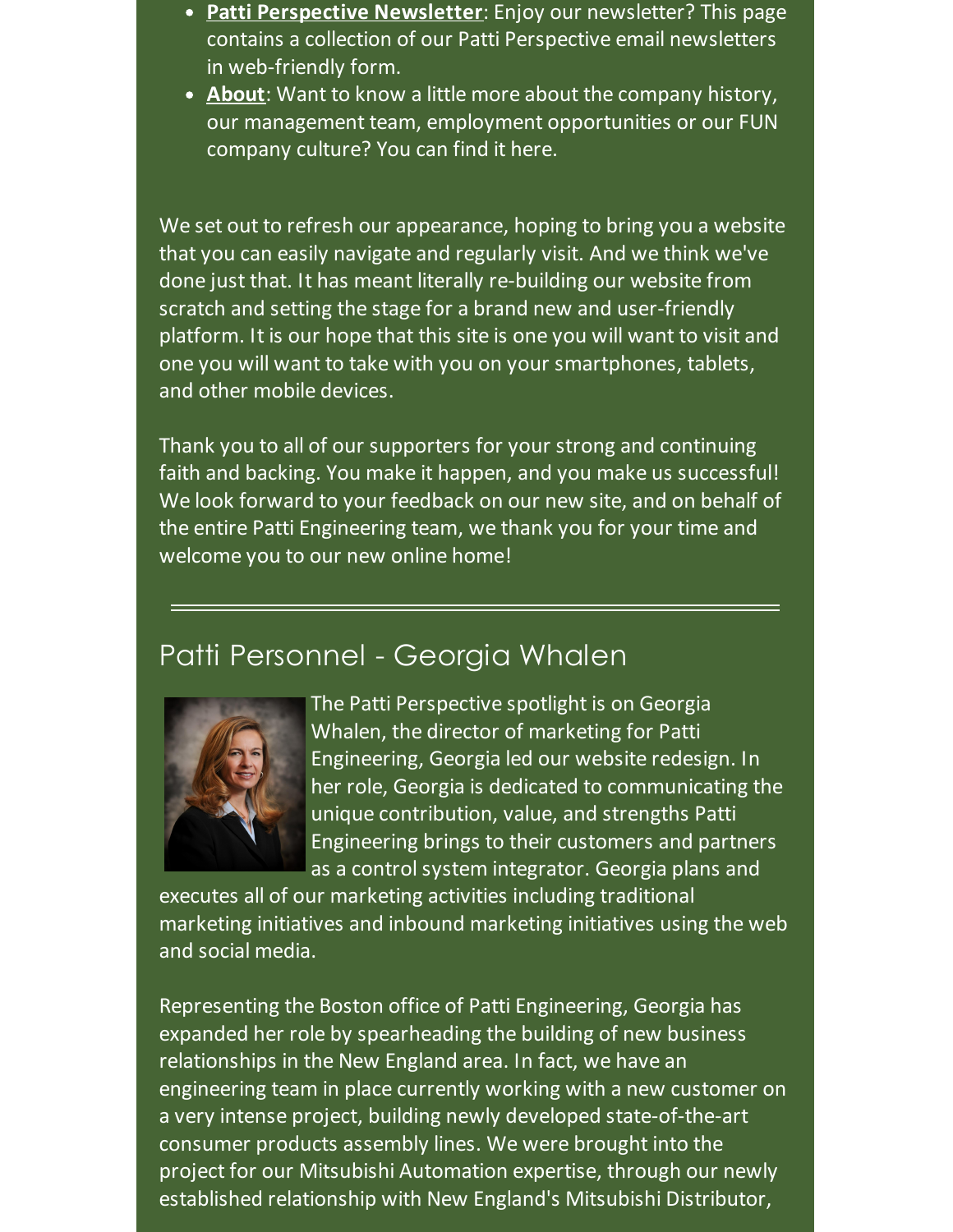- **Patti Perspective Newsletter**: Enjoy our newsletter? This page contains a collection of our Patti Perspective email newsletters in web-friendly form.
- **About**: Want to know a little more about the company history, our management team, employment opportunities or our FUN company culture? You can find it here.

We set out to refresh our appearance, hoping to bring you a website that you can easily navigate and regularly visit. And we think we've done just that. It has meant literally re-building our website from scratch and setting the stage for a brand new and user-friendly platform. It is our hope that this site is one you will want to visit and one you will want to take with you on your smartphones, tablets, and other mobile devices.

Thank you to all of our supporters for your strong and continuing faith and backing. You make it happen, and you make us successful! We look forward to your feedback on our new site, and on behalf of the entire Patti Engineering team, we thank you for your time and welcome you to our new online home!

---

## Patti Personnel - Georgia Whalen

The Patti Perspective spotlight is on Georgia Whalen, the director of marketing for Patti Engineering, Georgia led our website redesign. In her role, Georgia is dedicated to communicating the unique contribution, value, and strengths Patti Engineering brings to their customers and partners as a control system integrator. Georgia plans and executes all of our marketing activities including traditional marketing initiatives and inbound marketing initiatives using the web and social media.

Representing the Boston office of Patti Engineering, Georgia has expanded her role by spearheading the building of new business relationships in the New England area. In fact, we have an engineering team in place currently working with a new customer on a very intense project, building newly developed state-of-the-art consumer products assembly lines. We were brought into the project for our Mitsubishi Automation expertise, through our newly established relationship with New England's Mitsubishi Distributor,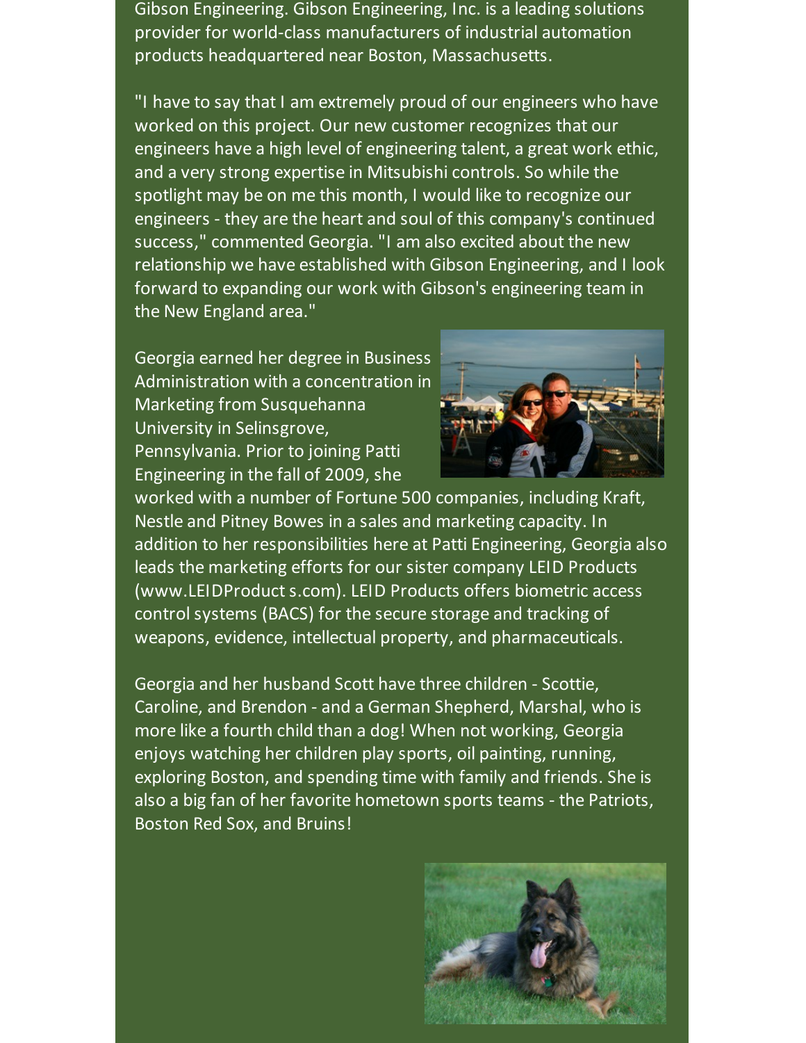Gibson Engineering. Gibson Engineering, Inc. is a leading solutions provider for world-class manufacturers of industrial automation products headquartered near Boston, Massachusetts.

"I have to say that I am extremely proud of our engineers who have worked on this project. Our new customer recognizes that our engineers have a high level of engineering talent, a great work ethic, and a very strong expertise in Mitsubishi controls. So while the spotlight may be on me this month, I would like to recognize our engineers - they are the heart and soul of this company's continued success," commented Georgia. "I am also excited about the new relationship we have established with Gibson Engineering, and I look forward to expanding our work with Gibson's engineering team in the New England area."

Georgia earned her degree in Business Administration with a concentration in Marketing from Susquehanna University in Selinsgrove, Pennsylvania. Prior to joining Patti Engineering in the fall of 2009, she worked with a number of Fortune 500 companies, including Kraft, Nestle and Pitney Bowes in a sales and marketing capacity. In addition to her responsibilities here at Patti Engineering, Georgia also leads the marketing efforts for our sister company LEID Products (www.LEIDProduct s.com). LEID Products offers biometric access control systems (BACS) for the secure storage and tracking of weapons, evidence, intellectual property, and pharmaceuticals.

Georgia and her husband Scott have three children - Scottie, Caroline, and Brendon - and a German Shepherd, Marshal, who is more like a fourth child than a dog! When not working, Georgia enjoys watching her children play sports, oil painting, running, exploring Boston, and spending time with family and friends. She is also a big fan of her favorite hometown sports teams - the Patriots, Boston Red Sox, and Bruins!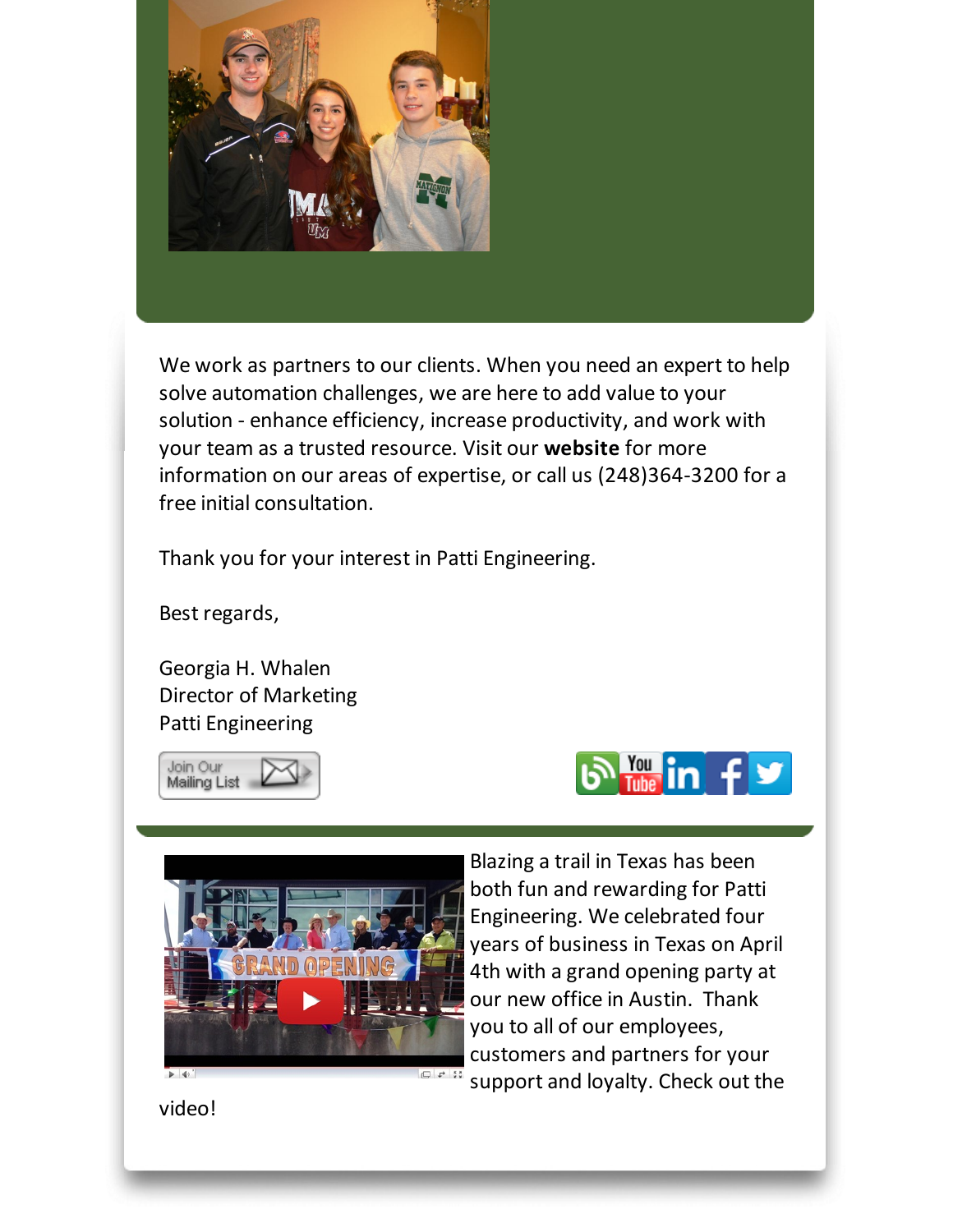We work as partners to our clients. When you need an expert to help solve automation challenges, we are here to add value to your solution - enhance efficiency, increase productivity, and work with your team as a trusted resource. Visit our **website** for more information on our areas of expertise, or call us (248)364-3200 for a free initial consultation.

Thank you for your interest in Patti Engineering.

Best regards,

Georgia H. Whalen
Director of Marketing
Patti Engineering

Blazing a trail in Texas has been both fun and rewarding for Patti Engineering. We celebrated four years of business in Texas on April 4th with a grand opening party at our new office in Austin. Thank you to all of our employees, customers and partners for your support and loyalty. Check out the video!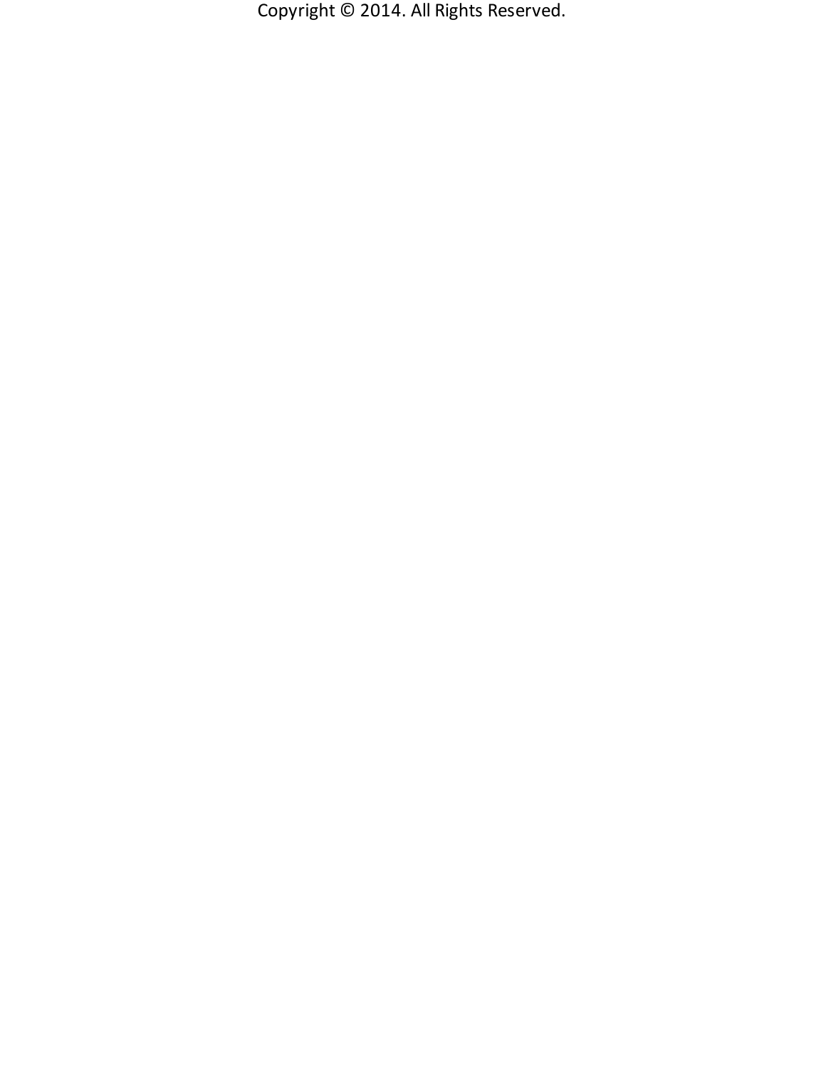Copyright © 2014. All Rights Reserved.